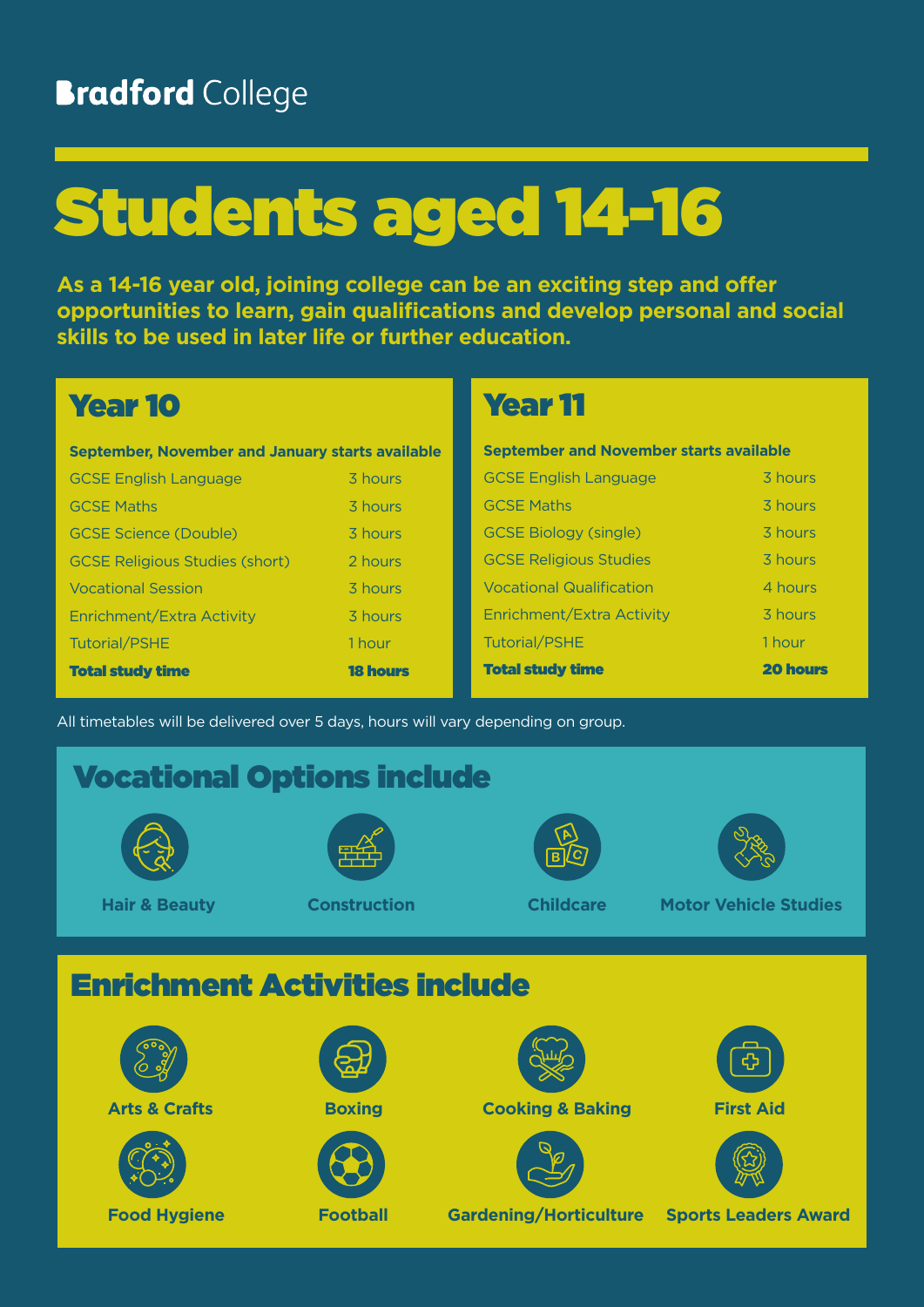Bradford College

# Students aged 14-16

**As a 14-16 year old, joining college can be an exciting step and offer opportunities to learn, gain qualifications and develop personal and social skills to be used in later life or further education.**

## Year 10

**September, November and January starts available**

| Subject | Hours |
|---|---|
| GCSE English Language | 3 hours |
| GCSE Maths | 3 hours |
| GCSE Science (Double) | 3 hours |
| GCSE Religious Studies (short) | 2 hours |
| Vocational Session | 3 hours |
| Enrichment/Extra Activity | 3 hours |
| Tutorial/PSHE | 1 hour |
| **Total study time** | **18 hours** |

## Year 11

**September and November starts available**

| Subject | Hours |
|---|---|
| GCSE English Language | 3 hours |
| GCSE Maths | 3 hours |
| GCSE Biology (single) | 3 hours |
| GCSE Religious Studies | 3 hours |
| Vocational Qualification | 4 hours |
| Enrichment/Extra Activity | 3 hours |
| Tutorial/PSHE | 1 hour |
| **Total study time** | **20 hours** |

All timetables will be delivered over 5 days, hours will vary depending on group.

## Vocational Options include

- Hair & Beauty
- Construction
- Childcare
- Motor Vehicle Studies

## Enrichment Activities include

- Arts & Crafts
- Boxing
- Cooking & Baking
- First Aid
- Food Hygiene
- Football
- Gardening/Horticulture
- Sports Leaders Award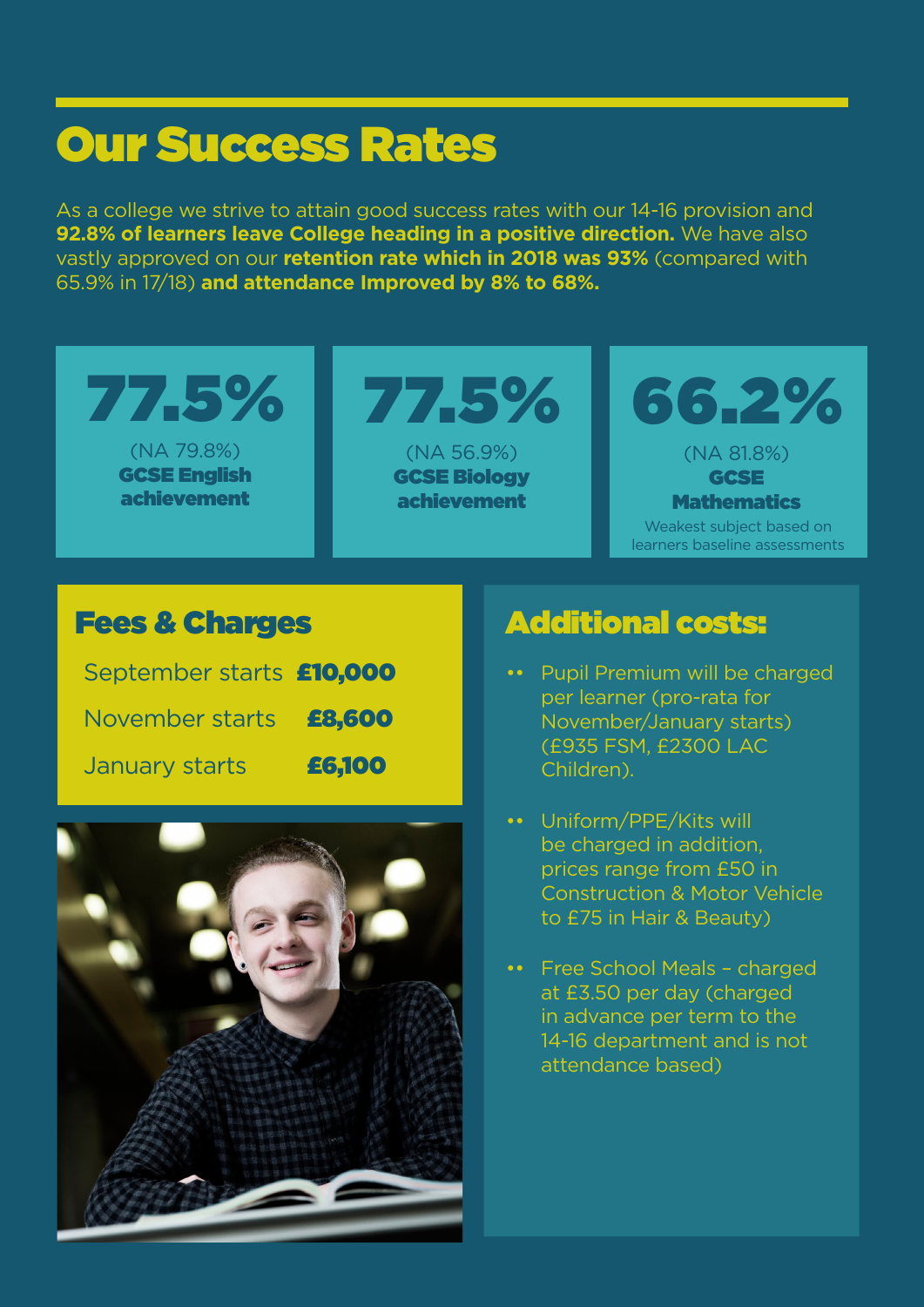# Our Success Rates

As a college we strive to attain good success rates with our 14-16 provision and **92.8% of learners leave College heading in a positive direction.** We have also vastly approved on our **retention rate which in 2018 was 93%** (compared with 65.9% in 17/18) **and attendance Improved by 8% to 68%.**

**77.5%**
(NA 79.8%)
**GCSE English achievement**

**77.5%**
(NA 56.9%)
**GCSE Biology achievement**

**66.2%**
(NA 81.8%)
**GCSE Mathematics**
Weakest subject based on learners baseline assessments

## Fees & Charges

| | |
|---|---|
| September starts | **£10,000** |
| November starts | **£8,600** |
| January starts | **£6,100** |

## Additional costs:

- Pupil Premium will be charged per learner (pro-rata for November/January starts) (£935 FSM, £2300 LAC Children).
- Uniform/PPE/Kits will be charged in addition, prices range from £50 in Construction & Motor Vehicle to £75 in Hair & Beauty)
- Free School Meals – charged at £3.50 per day (charged in advance per term to the 14-16 department and is not attendance based)